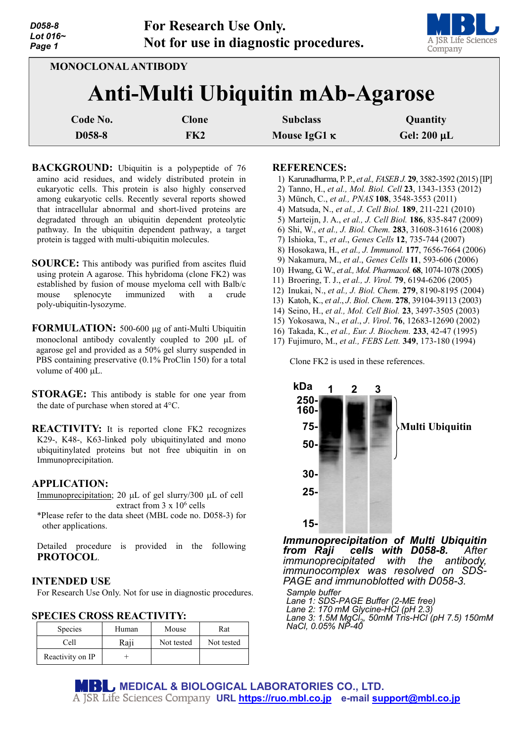D058-8
Lot 016~

**For Research Use Only.**
**Not for use in diagnostic procedures.**

MONOCLONAL ANTIBODY

# Anti-Multi Ubiquitin mAb-Agarose

| Code No. | Clone | Subclass | Quantity |
|---|---|---|---|
| D058-8 | FK2 | Mouse IgG1 κ | Gel: 200 µL |

**BACKGROUND:** Ubiquitin is a polypeptide of 76 amino acid residues, and widely distributed protein in eukaryotic cells. This protein is also highly conserved among eukaryotic cells. Recently several reports showed that intracellular abnormal and short-lived proteins are degradated through an ubiquitin dependent proteolytic pathway. In the ubiquitin dependent pathway, a target protein is tagged with multi-ubiquitin molecules.

**SOURCE:** This antibody was purified from ascites fluid using protein A agarose. This hybridoma (clone FK2) was established by fusion of mouse myeloma cell with Balb/c mouse splenocyte immunized with a crude poly-ubiquitin-lysozyme.

**FORMULATION:** 500-600 µg of anti-Multi Ubiquitin monoclonal antibody covalently coupled to 200 µL of agarose gel and provided as a 50% gel slurry suspended in PBS containing preservative (0.1% ProClin 150) for a total volume of 400 µL.

**STORAGE:** This antibody is stable for one year from the date of purchase when stored at 4°C.

**REACTIVITY:** It is reported clone FK2 recognizes K29-, K48-, K63-linked poly ubiquitinylated and mono ubiquitinylated proteins but not free ubiquitin in on Immunoprecipitation.

**APPLICATION:**

Immunoprecipitation; 20 µL of gel slurry/300 µL of cell extract from 3 x $10^6$ cells

*Please refer to the data sheet (MBL code no. D058-3) for other applications.

Detailed procedure is provided in the following **PROTOCOL**.

**INTENDED USE**

For Research Use Only. Not for use in diagnostic procedures.

**SPECIES CROSS REACTIVITY:**

| Species | Human | Mouse | Rat |
|---|---|---|---|
| Cell | Raji | Not tested | Not tested |
| Reactivity on IP | + | | |

**REFERENCES:**

1) Karunadharma, P. P., *et al., FASEB J.* **29**, 3582-3592 (2015) [IP]
2) Tanno, H., *et al., Mol. Biol. Cell* **23**, 1343-1353 (2012)
3) Münch, C., *et al., PNAS* **108**, 3548-3553 (2011)
4) Matsuda, N., *et al., J. Cell Biol.* **189**, 211-221 (2010)
5) Marteijn, J. A., *et al., J. Cell Biol.* **186**, 835-847 (2009)
6) Shi, W., *et al., J. Biol. Chem.* **283**, 31608-31616 (2008)
7) Ishioka, T., *et al., Genes Cells* **12**, 735-744 (2007)
8) Hosokawa, H., *et al., J. Immunol.* **177**, 7656-7664 (2006)
9) Nakamura, M., *et al., Genes Cells* **11**, 593-606 (2006)
10) Hwang, G. W., *et al., Mol. Pharmacol.* **68**, 1074-1078 (2005)
11) Broering, T. J., *et al., J. Virol.* **79**, 6194-6206 (2005)
12) Inukai, N., *et al., J. Biol. Chem.* **279**, 8190-8195 (2004)
13) Katoh, K., *et al., J. Biol. Chem.* **278**, 39104-39113 (2003)
14) Seino, H., *et al., Mol. Cell Biol.* **23**, 3497-3505 (2003)
15) Yokosawa, N., *et al., J. Virol.* **76**, 12683-12690 (2002)
16) Takada, K., *et al., Eur. J. Biochem.* **233**, 42-47 (1995)
17) Fujimuro, M., *et al., FEBS Lett.* **349**, 173-180 (1994)

Clone FK2 is used in these references.

***Immunoprecipitation of Multi Ubiquitin from Raji cells with D058-8.*** *After immunoprecipitated with the antibody, immunocomplex was resolved on SDS-PAGE and immunoblotted with D058-3.*

*Sample buffer*
*Lane 1: SDS-PAGE Buffer (2-ME free)*
*Lane 2: 170 mM Glycine-HCl (pH 2.3)*
*Lane 3: 1.5M $MgCl_2$, 50mM Tris-HCl (pH 7.5) 150mM NaCl, 0.05% NP-40*

MEDICAL & BIOLOGICAL LABORATORIES CO., LTD.
A JSR Life Sciences Company URL https://ruo.mbl.co.jp e-mail support@mbl.co.jp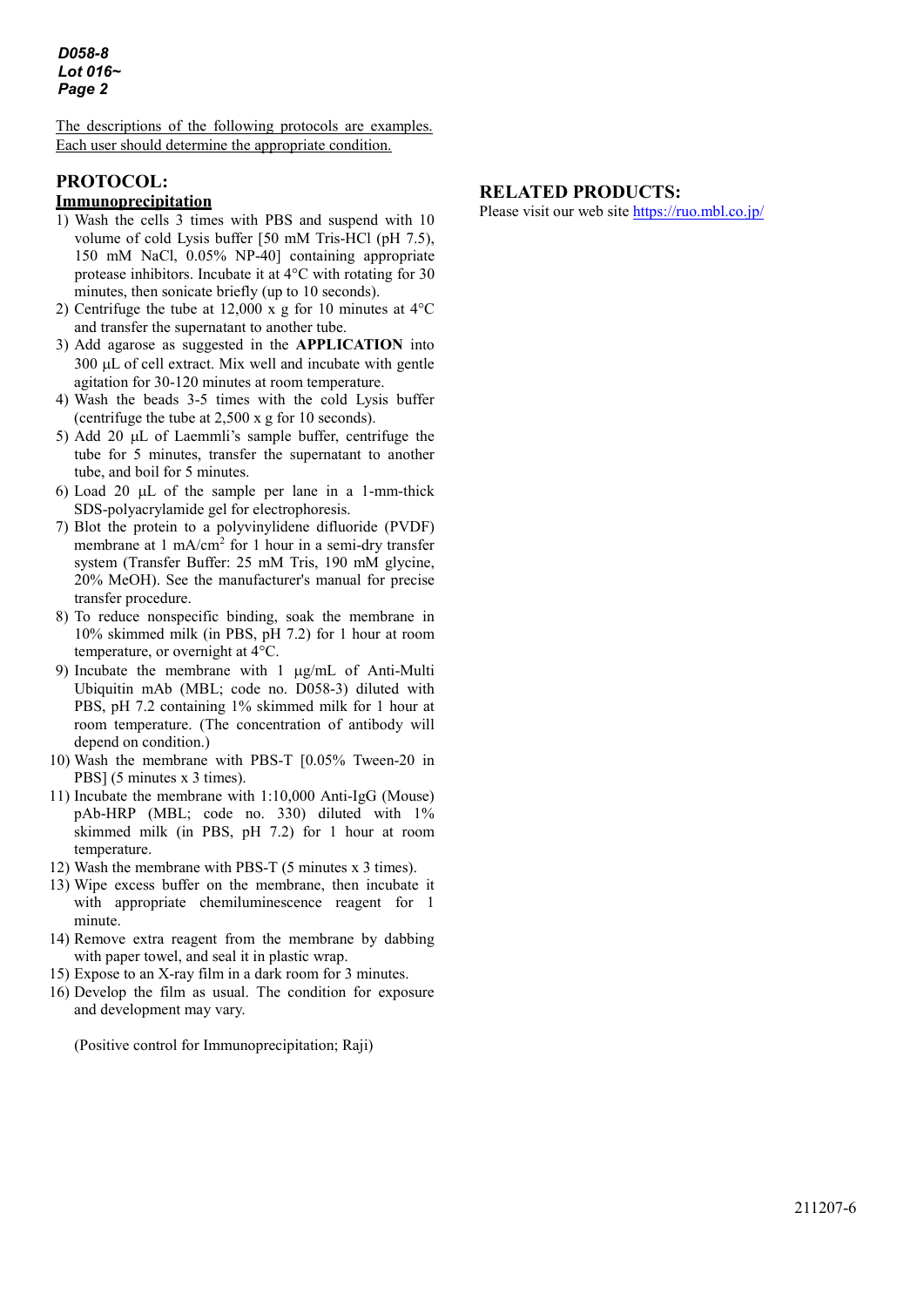The descriptions of the following protocols are examples. Each user should determine the appropriate condition.

## PROTOCOL:

### Immunoprecipitation

1) Wash the cells 3 times with PBS and suspend with 10 volume of cold Lysis buffer [50 mM Tris-HCl (pH 7.5), 150 mM NaCl, 0.05% NP-40] containing appropriate protease inhibitors. Incubate it at 4°C with rotating for 30 minutes, then sonicate briefly (up to 10 seconds).
2) Centrifuge the tube at 12,000 x g for 10 minutes at 4°C and transfer the supernatant to another tube.
3) Add agarose as suggested in the **APPLICATION** into 300 μL of cell extract. Mix well and incubate with gentle agitation for 30-120 minutes at room temperature.
4) Wash the beads 3-5 times with the cold Lysis buffer (centrifuge the tube at 2,500 x g for 10 seconds).
5) Add 20 μL of Laemmli's sample buffer, centrifuge the tube for 5 minutes, transfer the supernatant to another tube, and boil for 5 minutes.
6) Load 20 μL of the sample per lane in a 1-mm-thick SDS-polyacrylamide gel for electrophoresis.
7) Blot the protein to a polyvinylidene difluoride (PVDF) membrane at 1 mA/cm$^2$ for 1 hour in a semi-dry transfer system (Transfer Buffer: 25 mM Tris, 190 mM glycine, 20% MeOH). See the manufacturer's manual for precise transfer procedure.
8) To reduce nonspecific binding, soak the membrane in 10% skimmed milk (in PBS, pH 7.2) for 1 hour at room temperature, or overnight at 4°C.
9) Incubate the membrane with 1 μg/mL of Anti-Multi Ubiquitin mAb (MBL; code no. D058-3) diluted with PBS, pH 7.2 containing 1% skimmed milk for 1 hour at room temperature. (The concentration of antibody will depend on condition.)
10) Wash the membrane with PBS-T [0.05% Tween-20 in PBS] (5 minutes x 3 times).
11) Incubate the membrane with 1:10,000 Anti-IgG (Mouse) pAb-HRP (MBL; code no. 330) diluted with 1% skimmed milk (in PBS, pH 7.2) for 1 hour at room temperature.
12) Wash the membrane with PBS-T (5 minutes x 3 times).
13) Wipe excess buffer on the membrane, then incubate it with appropriate chemiluminescence reagent for 1 minute.
14) Remove extra reagent from the membrane by dabbing with paper towel, and seal it in plastic wrap.
15) Expose to an X-ray film in a dark room for 3 minutes.
16) Develop the film as usual. The condition for exposure and development may vary.

(Positive control for Immunoprecipitation; Raji)

## RELATED PRODUCTS:

Please visit our web site https://ruo.mbl.co.jp/

211207-6